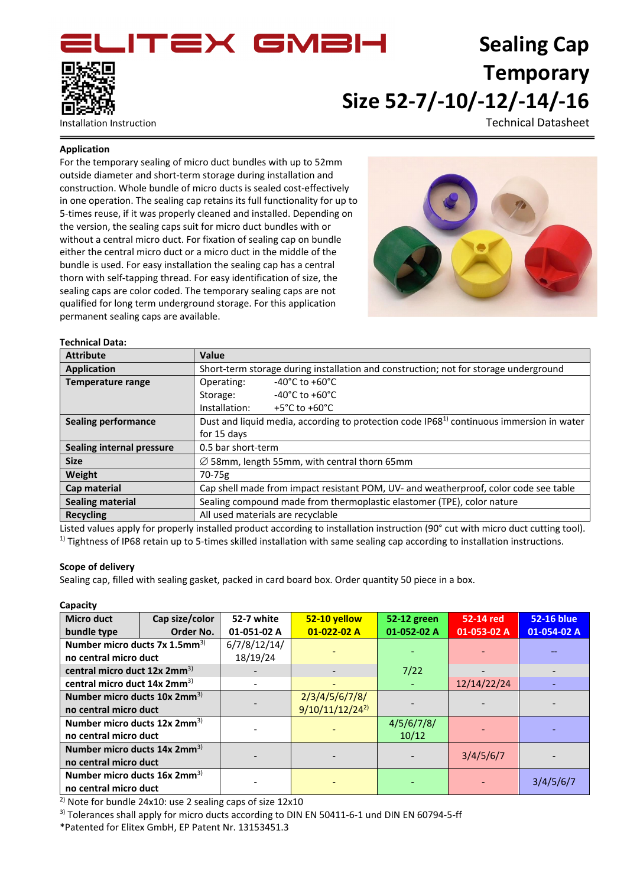# ELITEX GMBH

Installation Instruction

# Sealing Cap Temporary Size 52-7/-10/-12/-14/-16

Technical Datasheet

## Application

For the temporary sealing of micro duct bundles with up to 52mm outside diameter and short-term storage during installation and construction. Whole bundle of micro ducts is sealed cost-effectively in one operation. The sealing cap retains its full functionality for up to 5-times reuse, if it was properly cleaned and installed. Depending on the version, the sealing caps suit for micro duct bundles with or without a central micro duct. For fixation of sealing cap on bundle either the central micro duct or a micro duct in the middle of the bundle is used. For easy installation the sealing cap has a central thorn with self-tapping thread. For easy identification of size, the sealing caps are color coded. The temporary sealing caps are not qualified for long term underground storage. For this application permanent sealing caps are available.

**Technical Data:**

| Attribute | Value |
|---|---|
| **Application** | Short-term storage during installation and construction; not for storage underground |
| **Temperature range** | Operating: -40°C to +60°C<br>Storage: -40°C to +60°C<br>Installation: +5°C to +60°C |
| **Sealing performance** | Dust and liquid media, according to protection code IP68[1)] continuous immersion in water for 15 days |
| **Sealing internal pressure** | 0.5 bar short-term |
| **Size** | ∅ 58mm, length 55mm, with central thorn 65mm |
| **Weight** | 70-75g |
| **Cap material** | Cap shell made from impact resistant POM, UV- and weatherproof, color code see table |
| **Sealing material** | Sealing compound made from thermoplastic elastomer (TPE), color nature |
| **Recycling** | All used materials are recyclable |

Listed values apply for properly installed product according to installation instruction (90° cut with micro duct cutting tool).
[1)] Tightness of IP68 retain up to 5-times skilled installation with same sealing cap according to installation instructions.

**Scope of delivery**

Sealing cap, filled with sealing gasket, packed in card board box. Order quantity 50 piece in a box.

**Capacity**

| Micro duct bundle type | Cap size/color Order No. | 52-7 white 01-051-02 A | 52-10 yellow 01-022-02 A | 52-12 green 01-052-02 A | 52-14 red 01-053-02 A | 52-16 blue 01-054-02 A |
|---|---|---|---|---|---|---|
| Number micro ducts 7x 1.5mm[3)] no central micro duct | | 6/7/8/12/14/18/19/24 | - | - | - | -- |
| central micro duct 12x 2mm[3)] | | - | - | 7/22 | - | - |
| central micro duct 14x 2mm[3)] | | - | - | - | 12/14/22/24 | - |
| Number micro ducts 10x 2mm[3)] no central micro duct | | - | 2/3/4/5/6/7/8/9/10/11/12/24[2)] | - | - | - |
| Number micro ducts 12x 2mm[3)] no central micro duct | | - | - | 4/5/6/7/8/10/12 | - | - |
| Number micro ducts 14x 2mm[3)] no central micro duct | | - | - | - | 3/4/5/6/7 | - |
| Number micro ducts 16x 2mm[3)] no central micro duct | | - | - | - | - | 3/4/5/6/7 |

[2)] Note for bundle 24x10: use 2 sealing caps of size 12x10
[3)] Tolerances shall apply for micro ducts according to DIN EN 50411-6-1 und DIN EN 60794-5-ff
*Patented for Elitex GmbH, EP Patent Nr. 13153451.3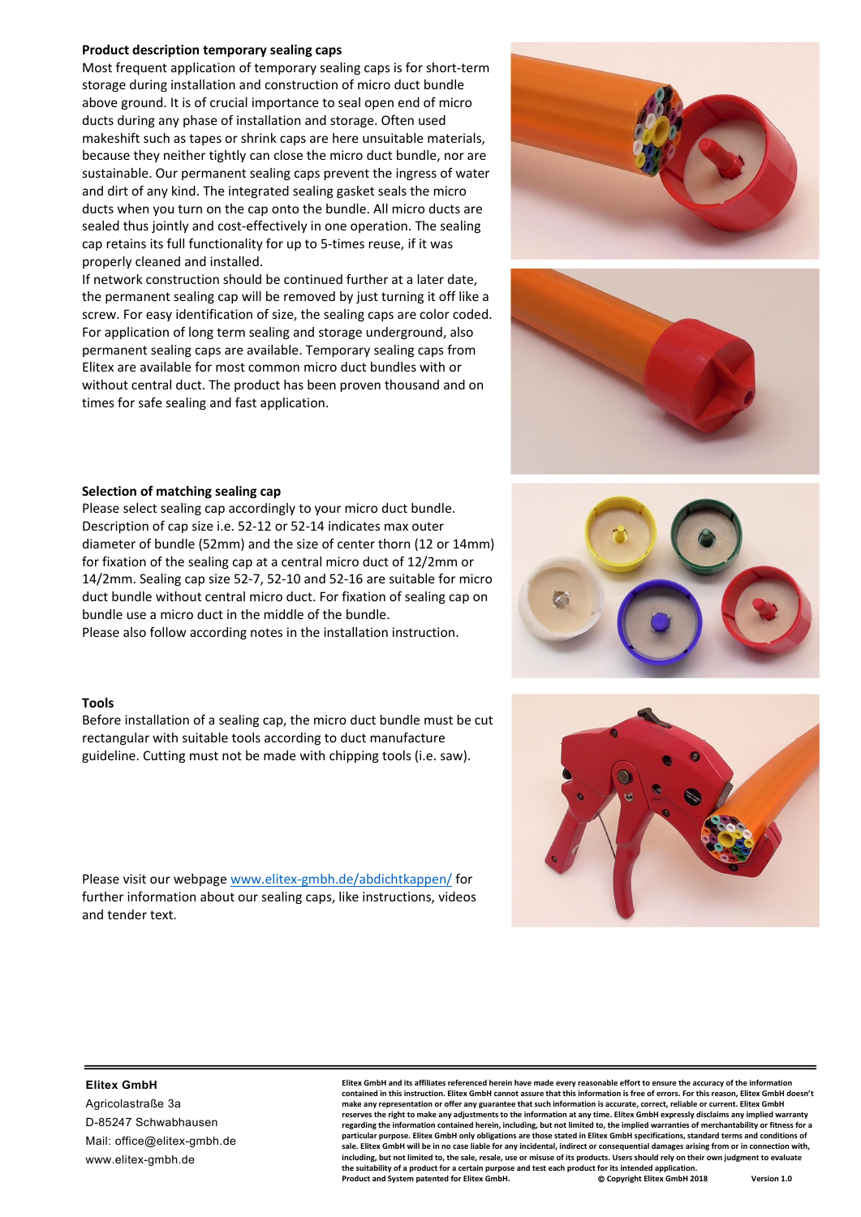**Product description temporary sealing caps**

Most frequent application of temporary sealing caps is for short-term storage during installation and construction of micro duct bundle above ground. It is of crucial importance to seal open end of micro ducts during any phase of installation and storage. Often used makeshift such as tapes or shrink caps are here unsuitable materials, because they neither tightly can close the micro duct bundle, nor are sustainable. Our permanent sealing caps prevent the ingress of water and dirt of any kind. The integrated sealing gasket seals the micro ducts when you turn on the cap onto the bundle. All micro ducts are sealed thus jointly and cost-effectively in one operation. The sealing cap retains its full functionality for up to 5-times reuse, if it was properly cleaned and installed.

If network construction should be continued further at a later date, the permanent sealing cap will be removed by just turning it off like a screw. For easy identification of size, the sealing caps are color coded. For application of long term sealing and storage underground, also permanent sealing caps are available. Temporary sealing caps from Elitex are available for most common micro duct bundles with or without central duct. The product has been proven thousand and on times for safe sealing and fast application.

**Selection of matching sealing cap**

Please select sealing cap accordingly to your micro duct bundle. Description of cap size i.e. 52-12 or 52-14 indicates max outer diameter of bundle (52mm) and the size of center thorn (12 or 14mm) for fixation of the sealing cap at a central micro duct of 12/2mm or 14/2mm. Sealing cap size 52-7, 52-10 and 52-16 are suitable for micro duct bundle without central micro duct. For fixation of sealing cap on bundle use a micro duct in the middle of the bundle.
Please also follow according notes in the installation instruction.

**Tools**

Before installation of a sealing cap, the micro duct bundle must be cut rectangular with suitable tools according to duct manufacture guideline. Cutting must not be made with chipping tools (i.e. saw).

Please visit our webpage [www.elitex-gmbh.de/abdichtkappen/](www.elitex-gmbh.de/abdichtkappen/) for further information about our sealing caps, like instructions, videos and tender text.

---

**Elitex GmbH**
Agricolastraße 3a
D-85247 Schwabhausen
Mail: office@elitex-gmbh.de
www.elitex-gmbh.de

Elitex GmbH and its affiliates referenced herein have made every reasonable effort to ensure the accuracy of the information contained in this instruction. Elitex GmbH cannot assure that this information is free of errors. For this reason, Elitex GmbH doesn't make any representation or offer any guarantee that such information is accurate, correct, reliable or current. Elitex GmbH reserves the right to make any adjustments to the information at any time. Elitex GmbH expressly disclaims any implied warranty regarding the information contained herein, including, but not limited to, the implied warranties of merchantability or fitness for a particular purpose. Elitex GmbH only obligations are those stated in Elitex GmbH specifications, standard terms and conditions of sale. Elitex GmbH will be in no case liable for any incidental, indirect or consequential damages arising from or in connection with, including, but not limited to, the sale, resale, use or misuse of its products. Users should rely on their own judgment to evaluate the suitability of a product for a certain purpose and test each product for its intended application.
Product and System patented for Elitex GmbH. © Copyright Elitex GmbH 2018 Version 1.0